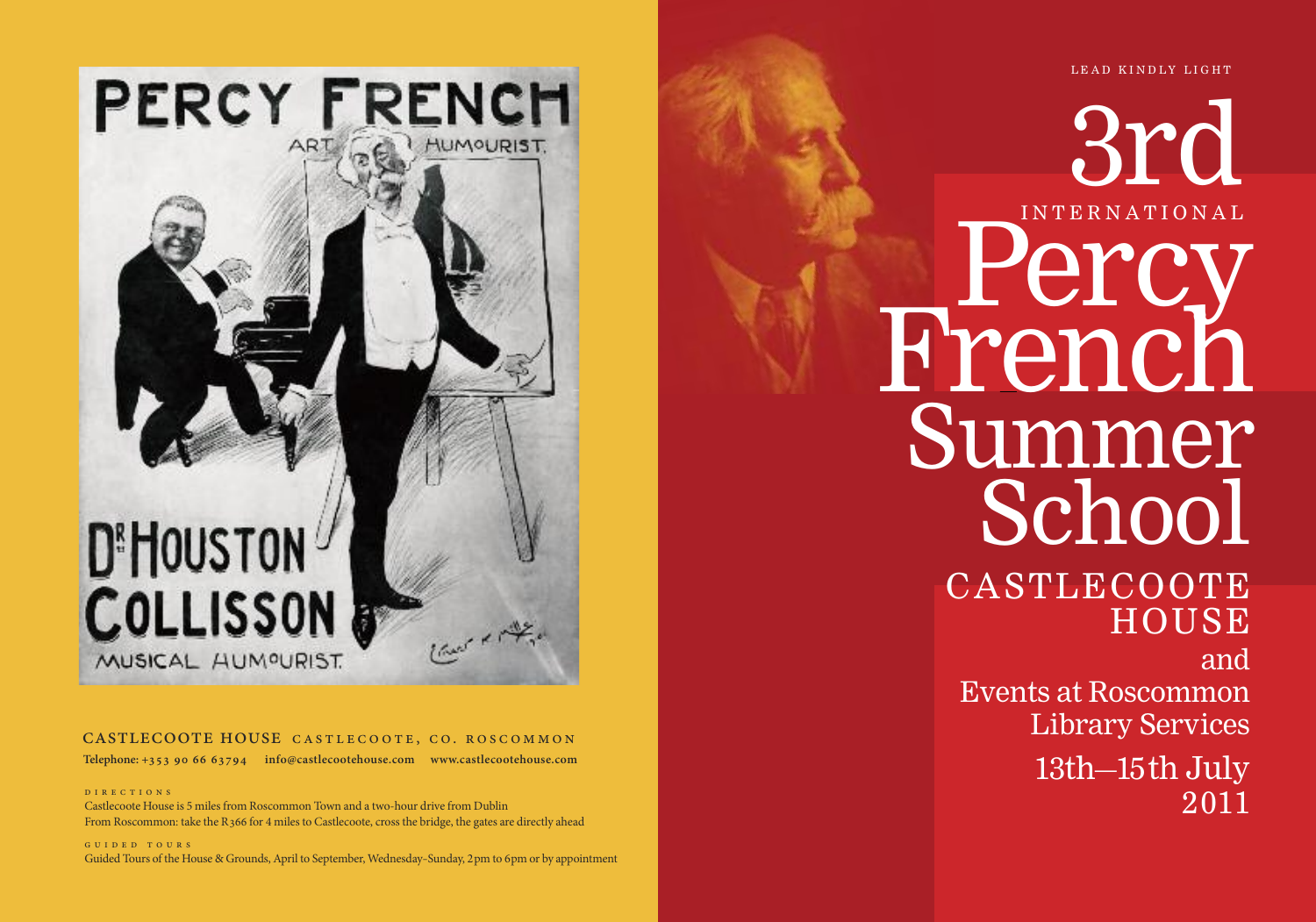LEAD KINDLY LIGHT

# 3rd International Percy French Summer School

## Castlecoote House

and

Events at Roscommon Library Services

13th–15th July 2011

PERCY FRENCH ART HUMOURIST.

DR HOUSTON COLLISSON MUSICAL HUMOURIST.

CASTLECOOTE HOUSE CASTLECOOTE, CO. ROSCOMMON

**Telephone: +353 90 66 63794 info@castlecootehouse.com www.castlecootehouse.com**

DIRECTIONS

Castlecoote House is 5 miles from Roscommon Town and a two-hour drive from Dublin

From Roscommon: take the R366 for 4 miles to Castlecoote, cross the bridge, the gates are directly ahead

GUIDED TOURS

Guided Tours of the House & Grounds, April to September, Wednesday-Sunday, 2pm to 6pm or by appointment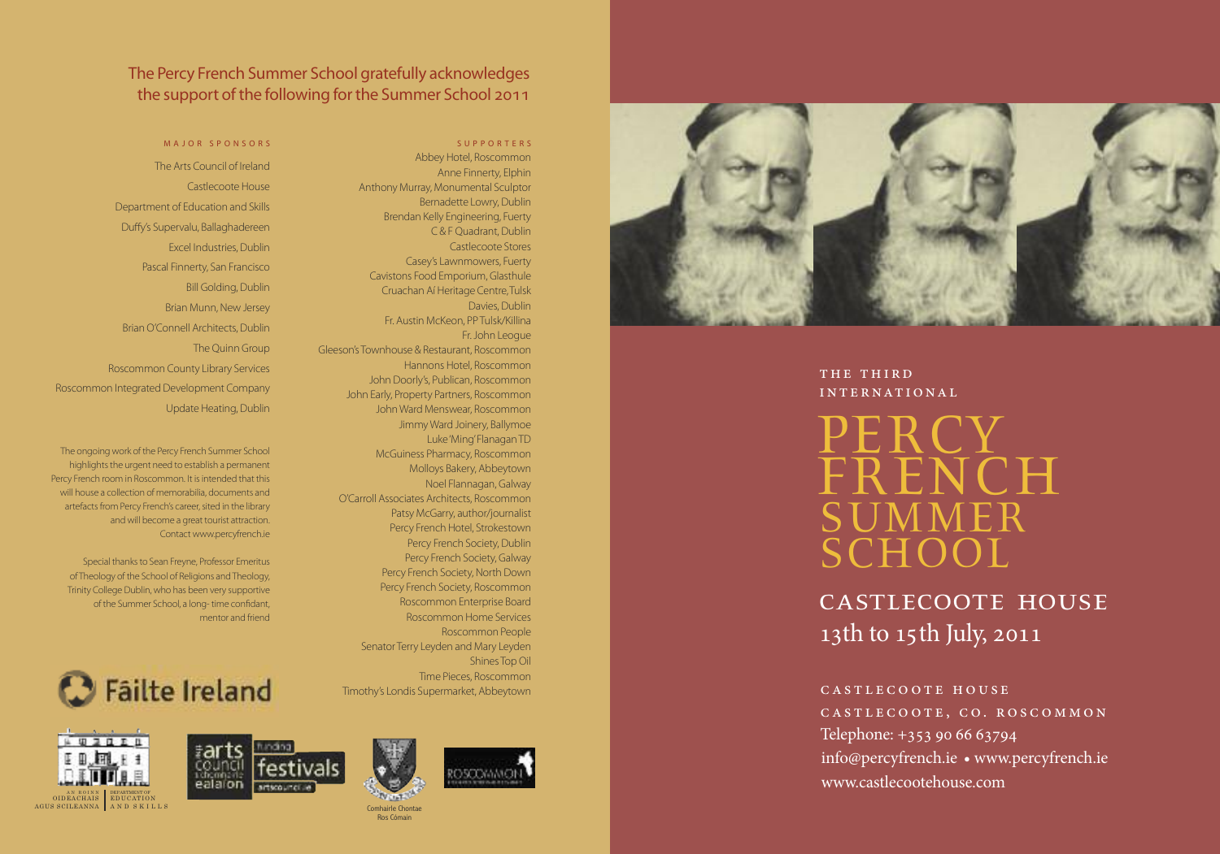The Percy French Summer School gratefully acknowledges the support of the following for the Summer School 2011

MAJOR SPONSORS

The Arts Council of Ireland
Castlecoote House
Department of Education and Skills
Duffy's Supervalu, Ballaghadereen
Excel Industries, Dublin
Pascal Finnerty, San Francisco
Bill Golding, Dublin
Brian Munn, New Jersey
Brian O'Connell Architects, Dublin
The Quinn Group
Roscommon County Library Services
Roscommon Integrated Development Company
Update Heating, Dublin

The ongoing work of the Percy French Summer School highlights the urgent need to establish a permanent Percy French room in Roscommon. It is intended that this will house a collection of memorabilia, documents and artefacts from Percy French's career, sited in the library and will become a great tourist attraction. Contact www.percyfrench.ie

Special thanks to Sean Freyne, Professor Emeritus of Theology of the School of Religions and Theology, Trinity College Dublin, who has been very supportive of the Summer School, a long- time confidant, mentor and friend

SUPPORTERS

Abbey Hotel, Roscommon
Anne Finnerty, Elphin
Anthony Murray, Monumental Sculptor
Bernadette Lowry, Dublin
Brendan Kelly Engineering, Fuerty
C & F Quadrant, Dublin
Castlecoote Stores
Casey's Lawnmowers, Fuerty
Cavistons Food Emporium, Glasthule
Cruachan Aí Heritage Centre, Tulsk
Davies, Dublin
Fr. Austin McKeon, PP Tulsk/Killina
Fr. John League
Gleeson's Townhouse & Restaurant, Roscommon
Hannons Hotel, Roscommon
John Doorly's, Publican, Roscommon
John Early, Property Partners, Roscommon
John Ward Menswear, Roscommon
Jimmy Ward Joinery, Ballymoe
Luke 'Ming' Flanagan TD
McGuiness Pharmacy, Roscommon
Molloys Bakery, Abbeytown
Noel Flannagan, Galway
O'Carroll Associates Architects, Roscommon
Patsy McGarry, author/journalist
Percy French Hotel, Strokestown
Percy French Society, Dublin
Percy French Society, Galway
Percy French Society, North Down
Percy French Society, Roscommon
Roscommon Enterprise Board
Roscommon Home Services
Roscommon People
Senator Terry Leyden and Mary Leyden
Shines Top Oil
Time Pieces, Roscommon
Timothy's Londis Supermarket, Abbeytown

Fáilte Ireland

An Roinn Oideachais agus Scileanna | Department of Education and Skills

Comhairle Chontae Ros Comáin

THE THIRD INTERNATIONAL

# PERCY FRENCH SUMMER SCHOOL

## CASTLECOOTE HOUSE
## 13th to 15th July, 2011

CASTLECOOTE HOUSE
CASTLECOOTE, CO. ROSCOMMON
Telephone: +353 90 66 63794
info@percyfrench.ie • www.percyfrench.ie
www.castlecootehouse.com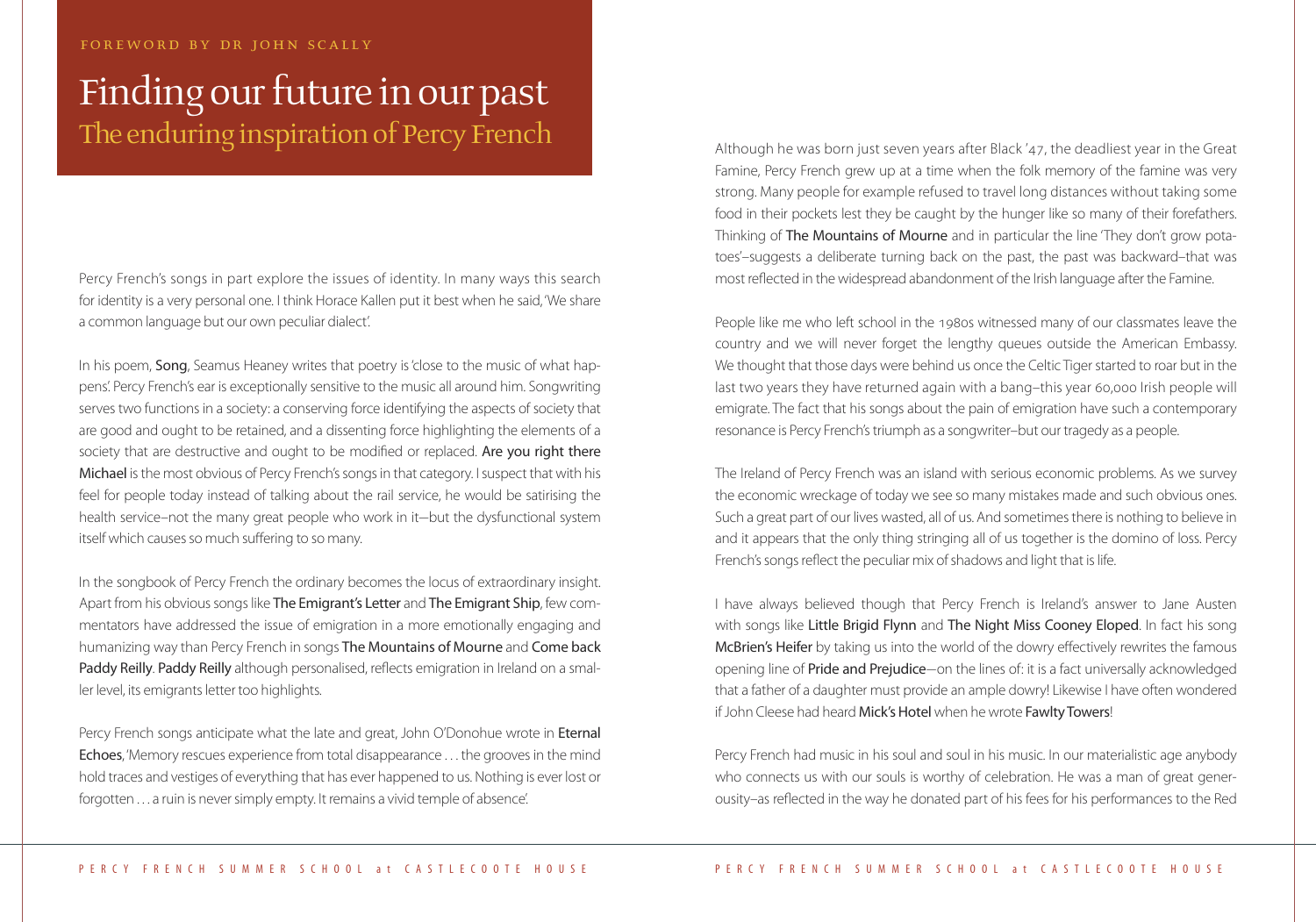FOREWORD BY DR JOHN SCALLY

# Finding our future in our past

## The enduring inspiration of Percy French

Percy French's songs in part explore the issues of identity. In many ways this search for identity is a very personal one. I think Horace Kallen put it best when he said, 'We share a common language but our own peculiar dialect'.

In his poem, Song, Seamus Heaney writes that poetry is 'close to the music of what happens'. Percy French's ear is exceptionally sensitive to the music all around him. Songwriting serves two functions in a society: a conserving force identifying the aspects of society that are good and ought to be retained, and a dissenting force highlighting the elements of a society that are destructive and ought to be modified or replaced. Are you right there Michael is the most obvious of Percy French's songs in that category. I suspect that with his feel for people today instead of talking about the rail service, he would be satirising the health service–not the many great people who work in it—but the dysfunctional system itself which causes so much suffering to so many.

In the songbook of Percy French the ordinary becomes the locus of extraordinary insight. Apart from his obvious songs like The Emigrant's Letter and The Emigrant Ship, few commentators have addressed the issue of emigration in a more emotionally engaging and humanizing way than Percy French in songs The Mountains of Mourne and Come back Paddy Reilly. Paddy Reilly although personalised, reflects emigration in Ireland on a smaller level, its emigrants letter too highlights.

Percy French songs anticipate what the late and great, John O'Donohue wrote in Eternal Echoes, 'Memory rescues experience from total disappearance . . . the grooves in the mind hold traces and vestiges of everything that has ever happened to us. Nothing is ever lost or forgotten . . . a ruin is never simply empty. It remains a vivid temple of absence'.

Although he was born just seven years after Black '47, the deadliest year in the Great Famine, Percy French grew up at a time when the folk memory of the famine was very strong. Many people for example refused to travel long distances without taking some food in their pockets lest they be caught by the hunger like so many of their forefathers. Thinking of The Mountains of Mourne and in particular the line 'They don't grow potatoes'–suggests a deliberate turning back on the past, the past was backward–that was most reflected in the widespread abandonment of the Irish language after the Famine.

People like me who left school in the 1980s witnessed many of our classmates leave the country and we will never forget the lengthy queues outside the American Embassy. We thought that those days were behind us once the Celtic Tiger started to roar but in the last two years they have returned again with a bang–this year 60,000 Irish people will emigrate. The fact that his songs about the pain of emigration have such a contemporary resonance is Percy French's triumph as a songwriter–but our tragedy as a people.

The Ireland of Percy French was an island with serious economic problems. As we survey the economic wreckage of today we see so many mistakes made and such obvious ones. Such a great part of our lives wasted, all of us. And sometimes there is nothing to believe in and it appears that the only thing stringing all of us together is the domino of loss. Percy French's songs reflect the peculiar mix of shadows and light that is life.

I have always believed though that Percy French is Ireland's answer to Jane Austen with songs like Little Brigid Flynn and The Night Miss Cooney Eloped. In fact his song McBrien's Heifer by taking us into the world of the dowry effectively rewrites the famous opening line of Pride and Prejudice—on the lines of: it is a fact universally acknowledged that a father of a daughter must provide an ample dowry! Likewise I have often wondered if John Cleese had heard Mick's Hotel when he wrote Fawlty Towers!

Percy French had music in his soul and soul in his music. In our materialistic age anybody who connects us with our souls is worthy of celebration. He was a man of great generousity–as reflected in the way he donated part of his fees for his performances to the Red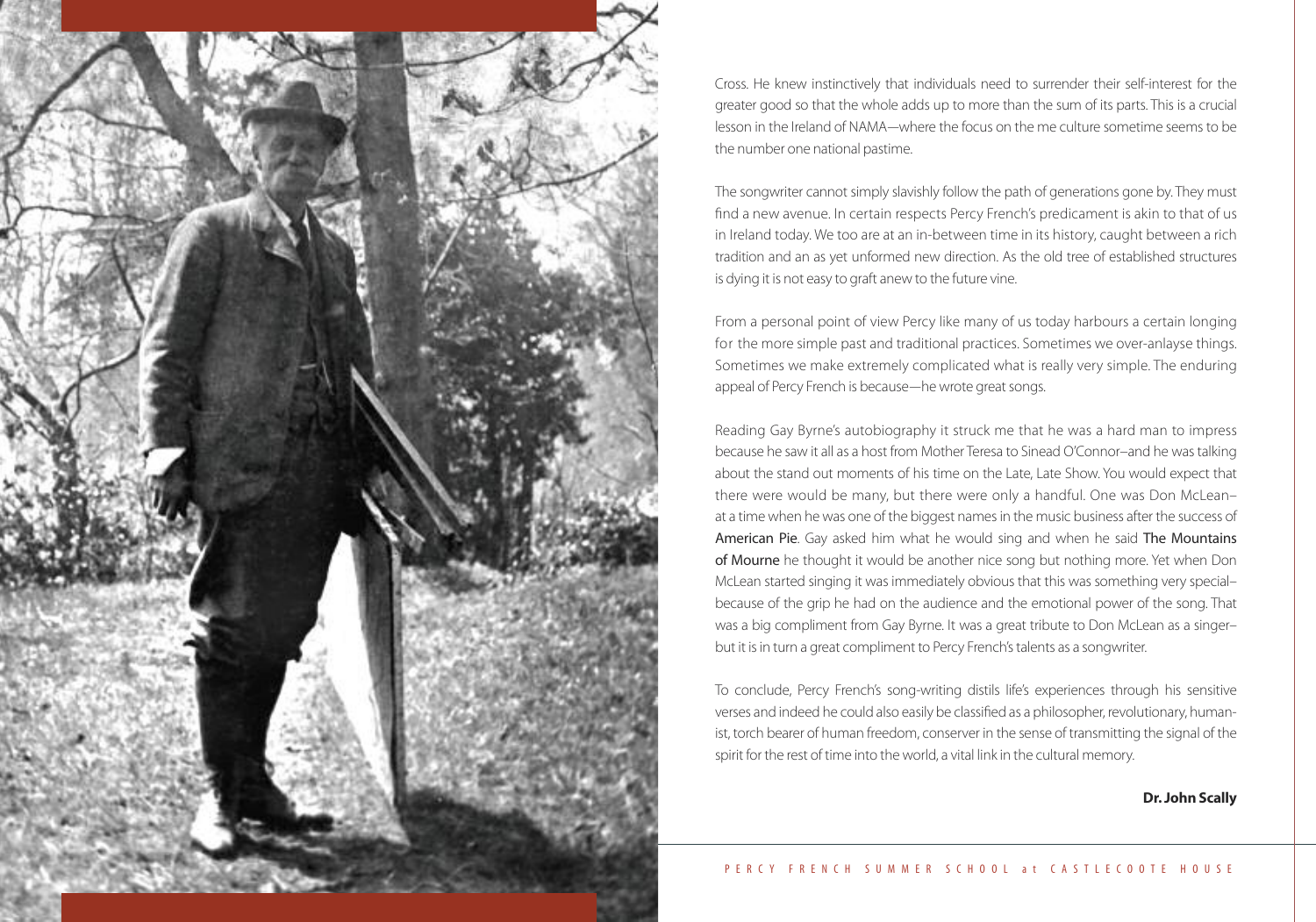Cross. He knew instinctively that individuals need to surrender their self-interest for the greater good so that the whole adds up to more than the sum of its parts. This is a crucial lesson in the Ireland of NAMA—where the focus on the me culture sometime seems to be the number one national pastime.

The songwriter cannot simply slavishly follow the path of generations gone by. They must find a new avenue. In certain respects Percy French's predicament is akin to that of us in Ireland today. We too are at an in-between time in its history, caught between a rich tradition and an as yet unformed new direction. As the old tree of established structures is dying it is not easy to graft anew to the future vine.

From a personal point of view Percy like many of us today harbours a certain longing for the more simple past and traditional practices. Sometimes we over-anlayse things. Sometimes we make extremely complicated what is really very simple. The enduring appeal of Percy French is because—he wrote great songs.

Reading Gay Byrne's autobiography it struck me that he was a hard man to impress because he saw it all as a host from Mother Teresa to Sinead O'Connor–and he was talking about the stand out moments of his time on the Late, Late Show. You would expect that there were would be many, but there were only a handful. One was Don McLean–at a time when he was one of the biggest names in the music business after the success of **American Pie**. Gay asked him what he would sing and when he said **The Mountains of Mourne** he thought it would be another nice song but nothing more. Yet when Don McLean started singing it was immediately obvious that this was something very special–because of the grip he had on the audience and the emotional power of the song. That was a big compliment from Gay Byrne. It was a great tribute to Don McLean as a singer–but it is in turn a great compliment to Percy French's talents as a songwriter.

To conclude, Percy French's song-writing distils life's experiences through his sensitive verses and indeed he could also easily be classified as a philosopher, revolutionary, humanist, torch bearer of human freedom, conserver in the sense of transmitting the signal of the spirit for the rest of time into the world, a vital link in the cultural memory.

**Dr. John Scally**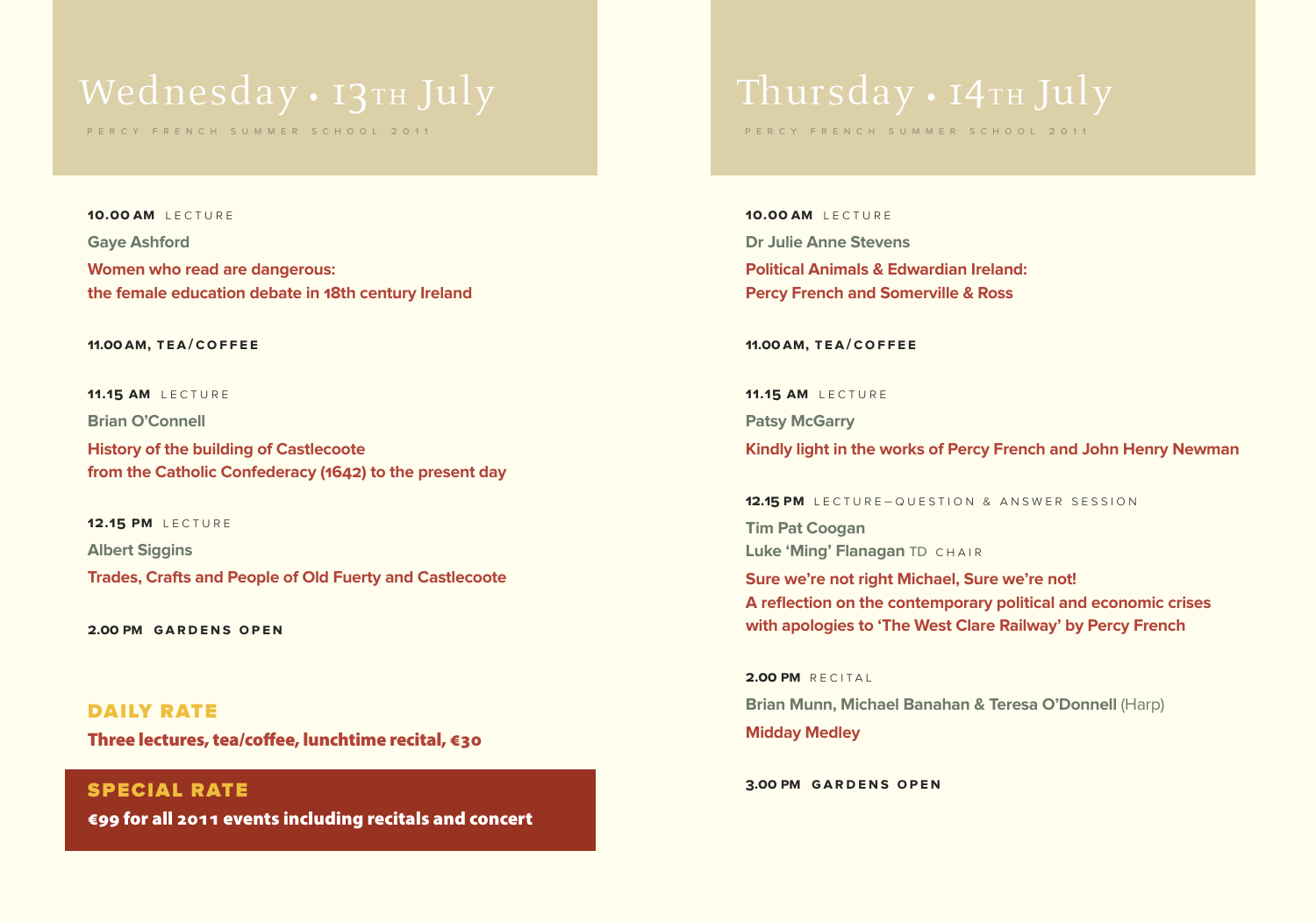# Wednesday • 13th July

PERCY FRENCH SUMMER SCHOOL 2011

**10.00 AM** LECTURE

**Gaye Ashford**

**Women who read are dangerous:**
**the female education debate in 18th century Ireland**

**11.00 AM, TEA/COFFEE**

**11.15 AM** LECTURE

**Brian O'Connell**

**History of the building of Castlecoote**
**from the Catholic Confederacy (1642) to the present day**

**12.15 PM** LECTURE

**Albert Siggins**

**Trades, Crafts and People of Old Fuerty and Castlecoote**

**2.00 PM GARDENS OPEN**

## DAILY RATE

**Three lectures, tea/coffee, lunchtime recital, €30**

## SPECIAL RATE

**€99 for all 2011 events including recitals and concert**

# Thursday • 14th July

PERCY FRENCH SUMMER SCHOOL 2011

**10.00 AM** LECTURE

**Dr Julie Anne Stevens**

**Political Animals & Edwardian Ireland:**
**Percy French and Somerville & Ross**

**11.00 AM, TEA/COFFEE**

**11.15 AM** LECTURE

**Patsy McGarry**

**Kindly light in the works of Percy French and John Henry Newman**

**12.15 PM** LECTURE—QUESTION & ANSWER SESSION

**Tim Pat Coogan**
**Luke 'Ming' Flanagan** TD CHAIR

**Sure we're not right Michael, Sure we're not!**
**A reflection on the contemporary political and economic crises**
**with apologies to 'The West Clare Railway' by Percy French**

**2.00 PM** RECITAL

**Brian Munn, Michael Banahan & Teresa O'Donnell** (Harp)

**Midday Medley**

**3.00 PM GARDENS OPEN**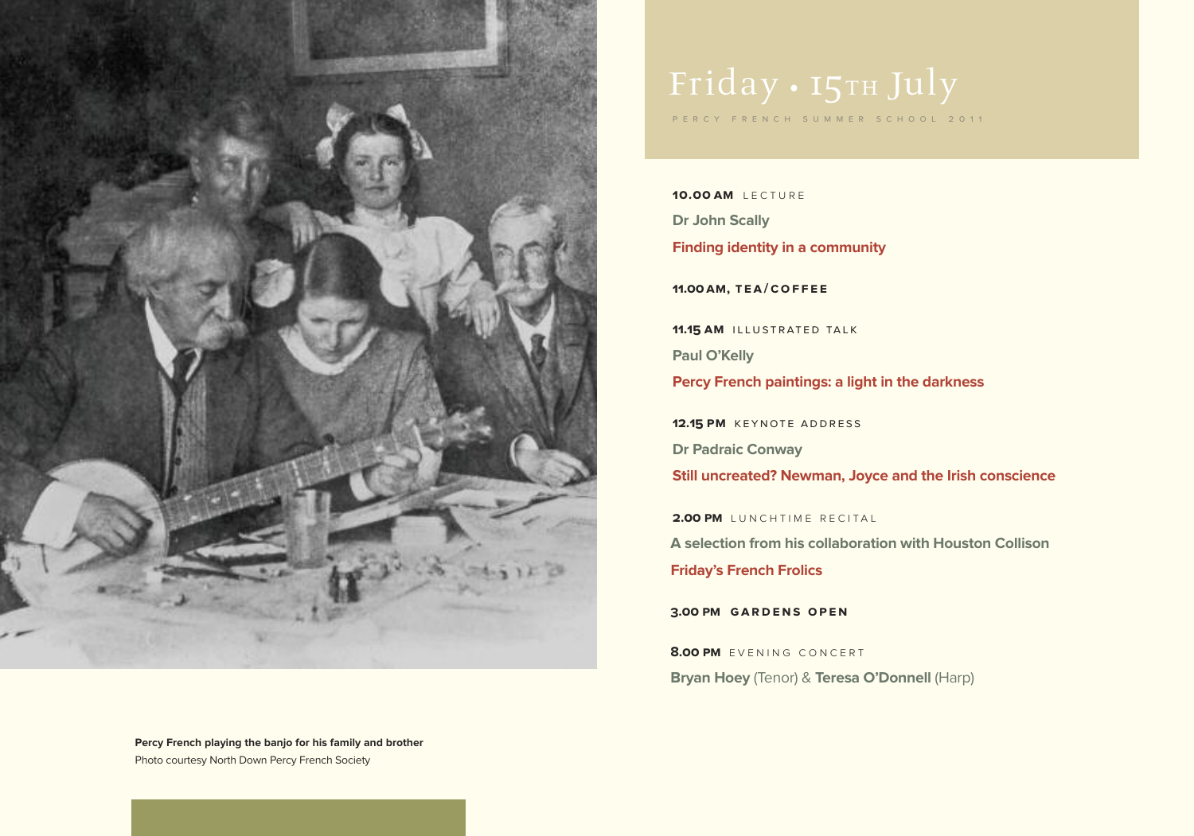Percy French playing the banjo for his family and brother
Photo courtesy North Down Percy French Society

# Friday • 15th July

PERCY FRENCH SUMMER SCHOOL 2011

**10.00 AM** LECTURE

**Dr John Scally**

**Finding identity in a community**

**11.00 AM, TEA/COFFEE**

**11.15 AM** ILLUSTRATED TALK

**Paul O'Kelly**

**Percy French paintings: a light in the darkness**

**12.15 PM** KEYNOTE ADDRESS

**Dr Padraic Conway**

**Still uncreated? Newman, Joyce and the Irish conscience**

**2.00 PM** LUNCHTIME RECITAL

**A selection from his collaboration with Houston Collison**

**Friday's French Frolics**

**3.00 PM GARDENS OPEN**

**8.00 PM** EVENING CONCERT

**Bryan Hoey** (Tenor) & **Teresa O'Donnell** (Harp)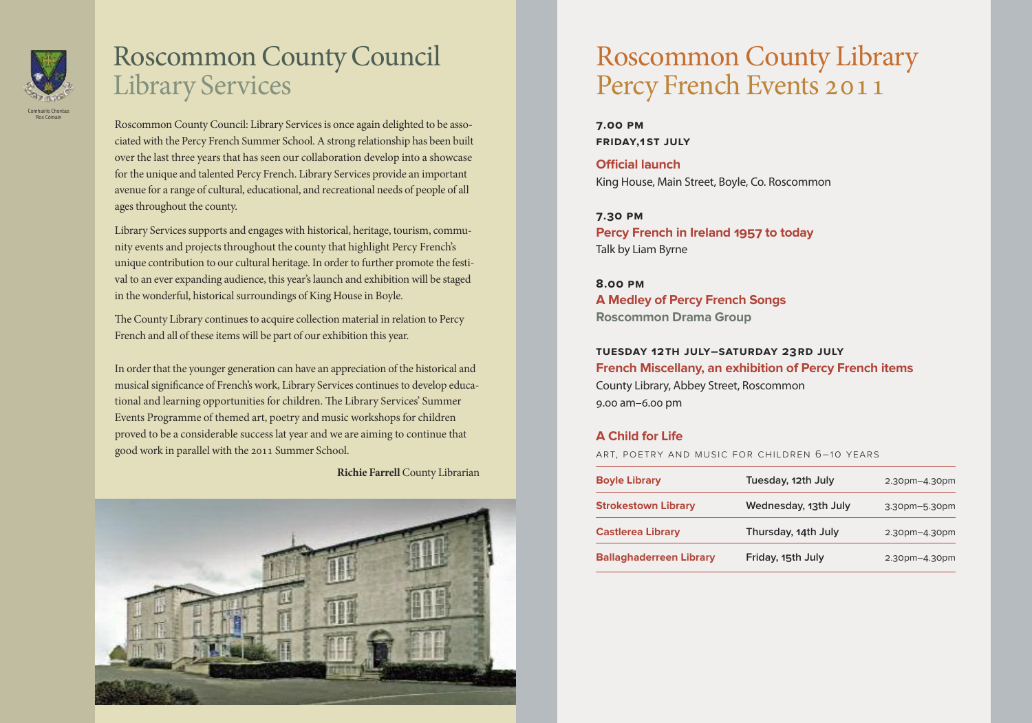Comhairle Chontae Ros Comáin

# Roscommon County Council Library Services

Roscommon County Council: Library Services is once again delighted to be associated with the Percy French Summer School. A strong relationship has been built over the last three years that has seen our collaboration develop into a showcase for the unique and talented Percy French. Library Services provide an important avenue for a range of cultural, educational, and recreational needs of people of all ages throughout the county.

Library Services supports and engages with historical, heritage, tourism, community events and projects throughout the county that highlight Percy French's unique contribution to our cultural heritage. In order to further promote the festival to an ever expanding audience, this year's launch and exhibition will be staged in the wonderful, historical surroundings of King House in Boyle.

The County Library continues to acquire collection material in relation to Percy French and all of these items will be part of our exhibition this year.

In order that the younger generation can have an appreciation of the historical and musical significance of French's work, Library Services continues to develop educational and learning opportunities for children. The Library Services' Summer Events Programme of themed art, poetry and music workshops for children proved to be a considerable success lat year and we are aiming to continue that good work in parallel with the 2011 Summer School.

**Richie Farrell** County Librarian

# Roscommon County Library Percy French Events 2011

**7.00 PM**
**FRIDAY,1ST JULY**

**Official launch**
King House, Main Street, Boyle, Co. Roscommon

**7.30 PM**
**Percy French in Ireland 1957 to today**
Talk by Liam Byrne

**8.00 PM**
**A Medley of Percy French Songs**
**Roscommon Drama Group**

**TUESDAY 12TH JULY–SATURDAY 23RD JULY**
**French Miscellany, an exhibition of Percy French items**
County Library, Abbey Street, Roscommon
9.00 am–6.00 pm

**A Child for Life**

ART, POETRY AND MUSIC FOR CHILDREN 6–10 YEARS

| Library | Date | Time |
|---|---|---|
| **Boyle Library** | Tuesday, 12th July | 2.30pm–4.30pm |
| **Strokestown Library** | Wednesday, 13th July | 3.30pm–5.30pm |
| **Castlerea Library** | Thursday, 14th July | 2.30pm–4.30pm |
| **Ballaghaderreen Library** | Friday, 15th July | 2.30pm–4.30pm |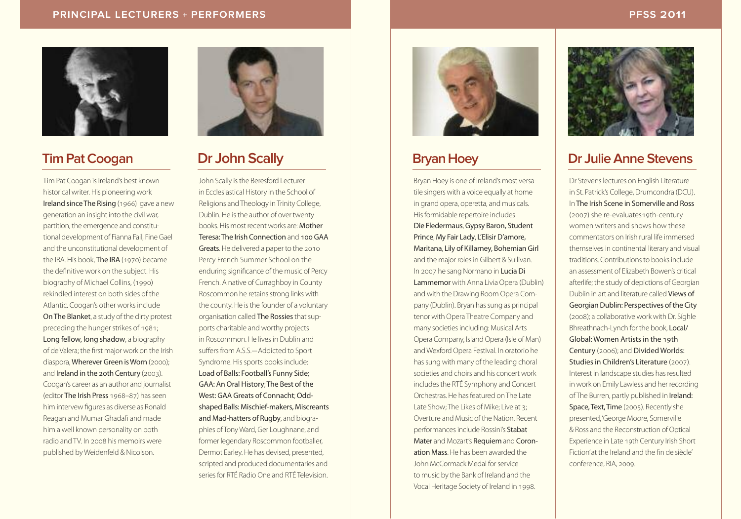## Tim Pat Coogan

Tim Pat Coogan is Ireland's best known historical writer. His pioneering work **Ireland since The Rising** (1966) gave a new generation an insight into the civil war, partition, the emergence and constitutional development of Fianna Fail, Fine Gael and the unconstitutional development of the IRA. His book, **The IRA** (1970) became the definitive work on the subject. His biography of Michael Collins, (1990) rekindled interest on both sides of the Atlantic. Coogan's other works include **On The Blanket**, a study of the dirty protest preceding the hunger strikes of 1981; **Long fellow, long shadow**, a biography of de Valera; the first major work on the Irish diaspora, **Wherever Green is Worn** (2000); and **Ireland in the 20th Century** (2003). Coogan's career as an author and journalist (editor **The Irish Press** 1968–87) has seen him interview figures as diverse as Ronald Reagan and Mumar Ghadafi and made him a well known personality on both radio and TV. In 2008 his memoirs were published by Weidenfeld & Nicolson.

## Dr John Scally

John Scally is the Beresford Lecturer in Ecclesiastical History in the School of Religions and Theology in Trinity College, Dublin. He is the author of over twenty books. His most recent works are: **Mother Teresa: The Irish Connection** and **100 GAA Greats**. He delivered a paper to the 2010 Percy French Summer School on the enduring significance of the music of Percy French. A native of Curraghboy in County Roscommon he retains strong links with the county. He is the founder of a voluntary organisation called **The Rossies** that supports charitable and worthy projects in Roscommon. He lives in Dublin and suffers from A.S.S.—Addicted to Sport Syndrome. His sports books include: **Load of Balls: Football's Funny Side**; **GAA: An Oral History**; **The Best of the West: GAA Greats of Connacht**; **Odd-shaped Balls: Mischief-makers, Miscreants and Mad-hatters of Rugby**, and biographies of Tony Ward, Ger Loughnane, and former legendary Roscommon footballer, Dermot Earley. He has devised, presented, scripted and produced documentaries and series for RTÉ Radio One and RTÉ Television.

## Bryan Hoey

Bryan Hoey is one of Ireland's most versatile singers with a voice equally at home in grand opera, operetta, and musicals. His formidable repertoire includes **Die Fledermaus**, **Gypsy Baron**, **Student Prince**, **My Fair Lady**, **L'Elisir D'amore**, **Maritana**, **Lily of Killarney**, **Bohemian Girl** and the major roles in Gilbert & Sullivan. In 2007 he sang Normano in **Lucia Di Lammemor** with Anna Livia Opera (Dublin) and with the Drawing Room Opera Company (Dublin). Bryan has sung as principal tenor with Opera Theatre Company and many societies including: Musical Arts Opera Company, Island Opera (Isle of Man) and Wexford Opera Festival. In oratorio he has sung with many of the leading choral societies and choirs and his concert work includes the RTÉ Symphony and Concert Orchestras. He has featured on The Late Late Show; The Likes of Mike; Live at 3; Overture and Music of the Nation. Recent performances include Rossini's **Stabat Mater** and Mozart's **Requiem** and **Coronation Mass**. He has been awarded the John McCormack Medal for service to music by the Bank of Ireland and the Vocal Heritage Society of Ireland in 1998.

## Dr Julie Anne Stevens

Dr Stevens lectures on English Literature in St. Patrick's College, Drumcondra (DCU). In **The Irish Scene in Somerville and Ross** (2007) she re-evaluates 19th-century women writers and shows how these commentators on Irish rural life immersed themselves in continental literary and visual traditions. Contributions to books include an assessment of Elizabeth Bowen's critical afterlife; the study of depictions of Georgian Dublin in art and literature called **Views of Georgian Dublin: Perspectives of the City** (2008); a collaborative work with Dr. Síghle Bhreathnach-Lynch for the book, **Local/Global: Women Artists in the 19th Century** (2006); and **Divided Worlds: Studies in Children's Literature** (2007). Interest in landscape studies has resulted in work on Emily Lawless and her recording of The Burren, partly published in **Ireland: Space, Text, Time** (2005). Recently she presented, 'George Moore, Somerville & Ross and the Reconstruction of Optical Experience in Late 19th Century Irish Short Fiction' at the Ireland and the fin de siècle' conference, RIA, 2009.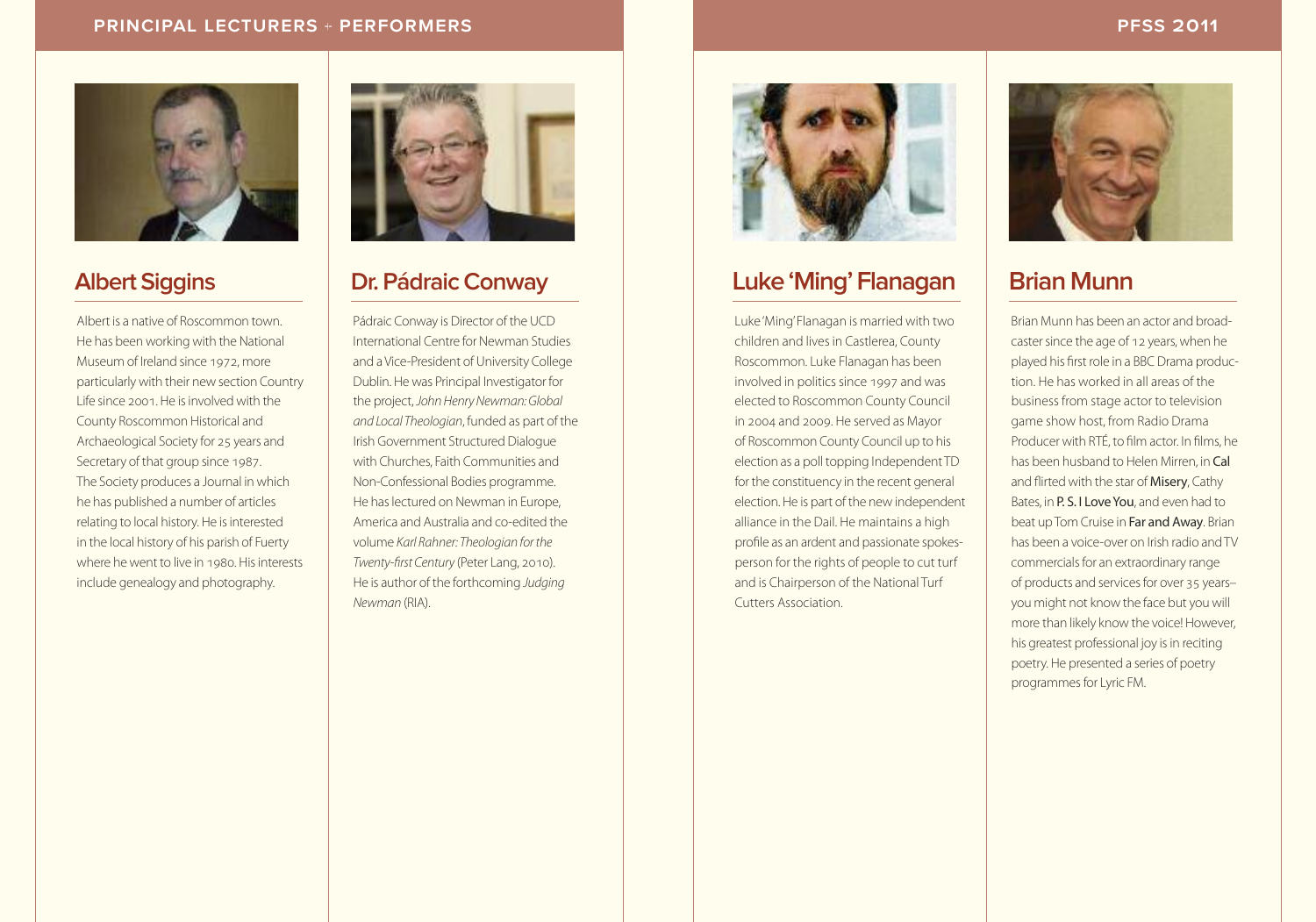## Albert Siggins

Albert is a native of Roscommon town. He has been working with the National Museum of Ireland since 1972, more particularly with their new section Country Life since 2001. He is involved with the County Roscommon Historical and Archaeological Society for 25 years and Secretary of that group since 1987. The Society produces a Journal in which he has published a number of articles relating to local history. He is interested in the local history of his parish of Fuerty where he went to live in 1980. His interests include genealogy and photography.

## Dr. Pádraic Conway

Pádraic Conway is Director of the UCD International Centre for Newman Studies and a Vice-President of University College Dublin. He was Principal Investigator for the project, *John Henry Newman: Global and Local Theologian*, funded as part of the Irish Government Structured Dialogue with Churches, Faith Communities and Non-Confessional Bodies programme. He has lectured on Newman in Europe, America and Australia and co-edited the volume *Karl Rahner: Theologian for the Twenty-first Century* (Peter Lang, 2010). He is author of the forthcoming *Judging Newman* (RIA).

## Luke 'Ming' Flanagan

Luke 'Ming' Flanagan is married with two children and lives in Castlerea, County Roscommon. Luke Flanagan has been involved in politics since 1997 and was elected to Roscommon County Council in 2004 and 2009. He served as Mayor of Roscommon County Council up to his election as a poll topping Independent TD for the constituency in the recent general election. He is part of the new independent alliance in the Dail. He maintains a high profile as an ardent and passionate spokesperson for the rights of people to cut turf and is Chairperson of the National Turf Cutters Association.

## Brian Munn

Brian Munn has been an actor and broadcaster since the age of 12 years, when he played his first role in a BBC Drama production. He has worked in all areas of the business from stage actor to television game show host, from Radio Drama Producer with RTÉ, to film actor. In films, he has been husband to Helen Mirren, in **Cal** and flirted with the star of **Misery**, Cathy Bates, in **P. S. I Love You**, and even had to beat up Tom Cruise in **Far and Away**. Brian has been a voice-over on Irish radio and TV commercials for an extraordinary range of products and services for over 35 years– you might not know the face but you will more than likely know the voice! However, his greatest professional joy is in reciting poetry. He presented a series of poetry programmes for Lyric FM.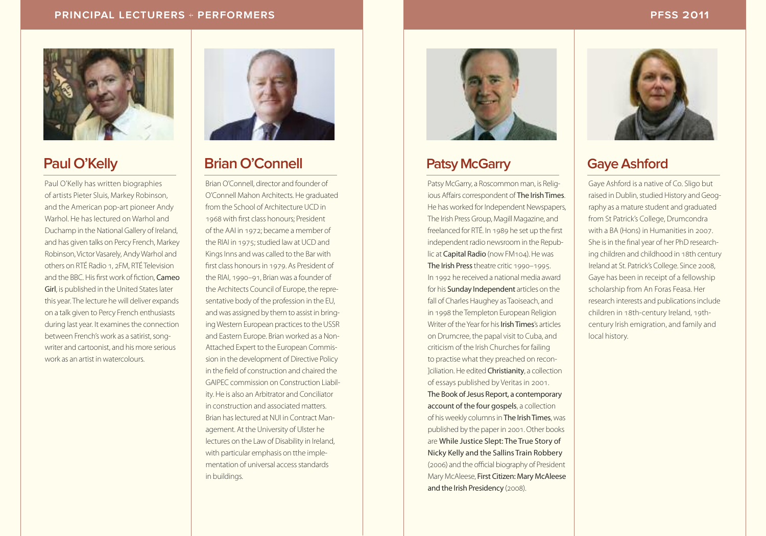## Paul O'Kelly

Paul O'Kelly has written biographies of artists Pieter Sluis, Markey Robinson, and the American pop-art pioneer Andy Warhol. He has lectured on Warhol and Duchamp in the National Gallery of Ireland, and has given talks on Percy French, Markey Robinson, Victor Vasarely, Andy Warhol and others on RTÉ Radio 1, 2FM, RTÉ Television and the BBC. His first work of fiction, **Cameo Girl**, is published in the United States later this year. The lecture he will deliver expands on a talk given to Percy French enthusiasts during last year. It examines the connection between French's work as a satirist, song-writer and cartoonist, and his more serious work as an artist in watercolours.

## Brian O'Connell

Brian O'Connell, director and founder of O'Connell Mahon Architects. He graduated from the School of Architecture UCD in 1968 with first class honours; President of the AAI in 1972; became a member of the RIAI in 1975; studied law at UCD and Kings Inns and was called to the Bar with first class honours in 1979. As President of the RIAI, 1990–91, Brian was a founder of the Architects Council of Europe, the representative body of the profession in the EU, and was assigned by them to assist in bringing Western European practices to the USSR and Eastern Europe. Brian worked as a Non-Attached Expert to the European Commission in the development of Directive Policy in the field of construction and chaired the GAIPEC commission on Construction Liability. He is also an Arbitrator and Conciliator in construction and associated matters. Brian has lectured at NUI in Contract Management. At the University of Ulster he lectures on the Law of Disability in Ireland, with particular emphasis on tthe implementation of universal access standards in buildings.

## Patsy McGarry

Patsy McGarry, a Roscommon man, is Religious Affairs correspondent of **The Irish Times**. He has worked for Independent Newspapers, The Irish Press Group, Magill Magazine, and freelanced for RTÉ. In 1989 he set up the first independent radio newsroom in the Republic at **Capital Radio** (now FM104). He was **The Irish Press** theatre critic 1990–1995. In 1992 he received a national media award for his **Sunday Independent** articles on the fall of Charles Haughey as Taoiseach, and in 1998 the Templeton European Religion Writer of the Year for his **Irish Times**'s articles on Drumcree, the papal visit to Cuba, and criticism of the Irish Churches for failing to practise what they preached on recon-]ciliation. He edited **Christianity**, a collection of essays published by Veritas in 2001. **The Book of Jesus Report, a contemporary account of the four gospels**, a collection of his weekly columns in **The Irish Times**, was published by the paper in 2001. Other books are **While Justice Slept: The True Story of Nicky Kelly and the Sallins Train Robbery** (2006) and the official biography of President Mary McAleese, **First Citizen: Mary McAleese and the Irish Presidency** (2008).

## Gaye Ashford

Gaye Ashford is a native of Co. Sligo but raised in Dublin, studied History and Geography as a mature student and graduated from St Patrick's College, Drumcondra with a BA (Hons) in Humanities in 2007. She is in the final year of her PhD researching children and childhood in 18th century Ireland at St. Patrick's College. Since 2008, Gaye has been in receipt of a fellowship scholarship from An Foras Feasa. Her research interests and publications include children in 18th-century Ireland, 19th-century Irish emigration, and family and local history.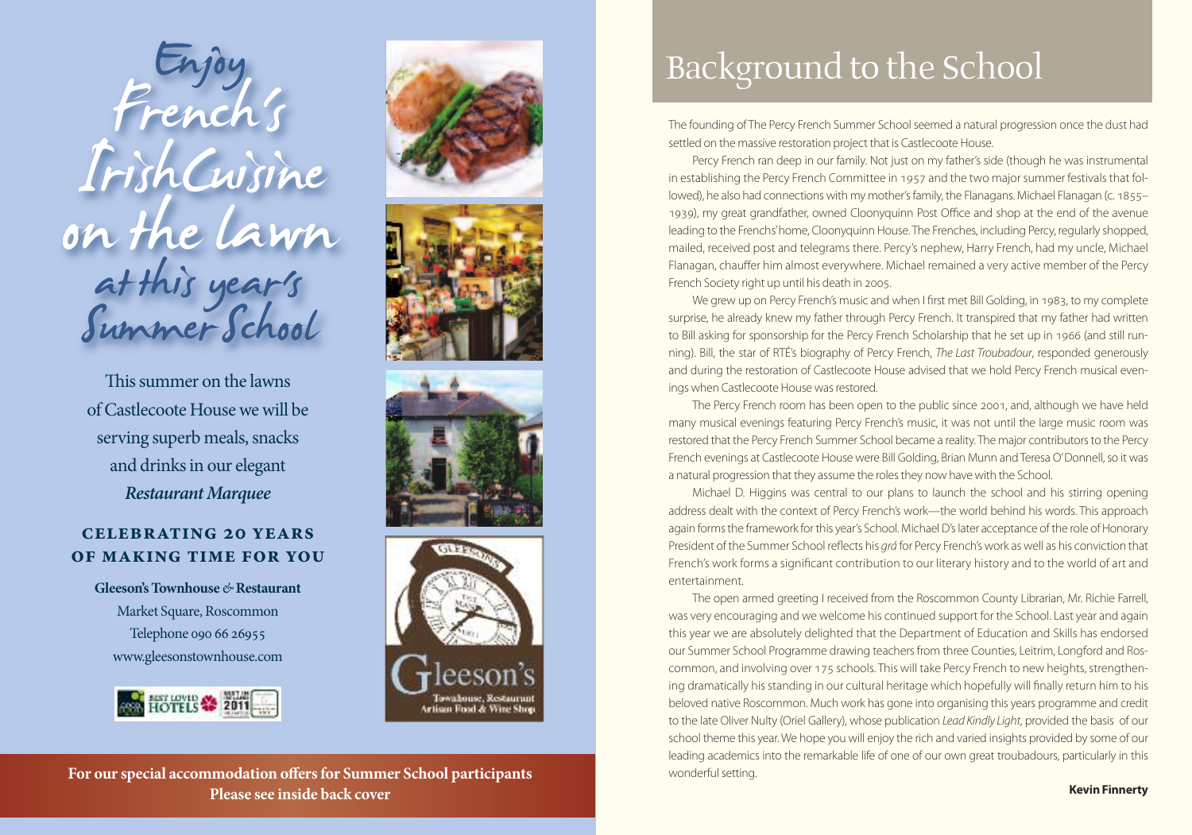# Enjoy French's Irish Cuisine on the lawn at this year's Summer School

This summer on the lawns of Castlecoote House we will be serving superb meals, snacks and drinks in our elegant *Restaurant Marquee*

**CELEBRATING 20 YEARS OF MAKING TIME FOR YOU**

**Gleeson's Townhouse & Restaurant**
Market Square, Roscommon
Telephone 090 66 26955
www.gleesonstownhouse.com

Gleeson's
Townhouse, Restaurant
Artisan Food & Wine Shop

**For our special accommodation offers for Summer School participants Please see inside back cover**

# Background to the School

The founding of The Percy French Summer School seemed a natural progression once the dust had settled on the massive restoration project that is Castlecoote House.

Percy French ran deep in our family. Not just on my father's side (though he was instrumental in establishing the Percy French Committee in 1957 and the two major summer festivals that followed), he also had connections with my mother's family, the Flanagans. Michael Flanagan (c. 1855–1939), my great grandfather, owned Cloonyquinn Post Office and shop at the end of the avenue leading to the Frenchs' home, Cloonyquinn House. The Frenches, including Percy, regularly shopped, mailed, received post and telegrams there. Percy's nephew, Harry French, had my uncle, Michael Flanagan, chauffer him almost everywhere. Michael remained a very active member of the Percy French Society right up until his death in 2005.

We grew up on Percy French's music and when I first met Bill Golding, in 1983, to my complete surprise, he already knew my father through Percy French. It transpired that my father had written to Bill asking for sponsorship for the Percy French Scholarship that he set up in 1966 (and still running). Bill, the star of RTÉ's biography of Percy French, *The Last Troubadour*, responded generously and during the restoration of Castlecoote House advised that we hold Percy French musical evenings when Castlecoote House was restored.

The Percy French room has been open to the public since 2001, and, although we have held many musical evenings featuring Percy French's music, it was not until the large music room was restored that the Percy French Summer School became a reality. The major contributors to the Percy French evenings at Castlecoote House were Bill Golding, Brian Munn and Teresa O'Donnell, so it was a natural progression that they assume the roles they now have with the School.

Michael D. Higgins was central to our plans to launch the school and his stirring opening address dealt with the context of Percy French's work—the world behind his words. This approach again forms the framework for this year's School. Michael D's later acceptance of the role of Honorary President of the Summer School reflects his *grá* for Percy French's work as well as his conviction that French's work forms a significant contribution to our literary history and to the world of art and entertainment.

The open armed greeting I received from the Roscommon County Librarian, Mr. Richie Farrell, was very encouraging and we welcome his continued support for the School. Last year and again this year we are absolutely delighted that the Department of Education and Skills has endorsed our Summer School Programme drawing teachers from three Counties, Leitrim, Longford and Roscommon, and involving over 175 schools. This will take Percy French to new heights, strengthening dramatically his standing in our cultural heritage which hopefully will finally return him to his beloved native Roscommon. Much work has gone into organising this years programme and credit to the late Oliver Nulty (Oriel Gallery), whose publication *Lead Kindly Light*, provided the basis of our school theme this year. We hope you will enjoy the rich and varied insights provided by some of our leading academics into the remarkable life of one of our own great troubadours, particularly in this wonderful setting.

**Kevin Finnerty**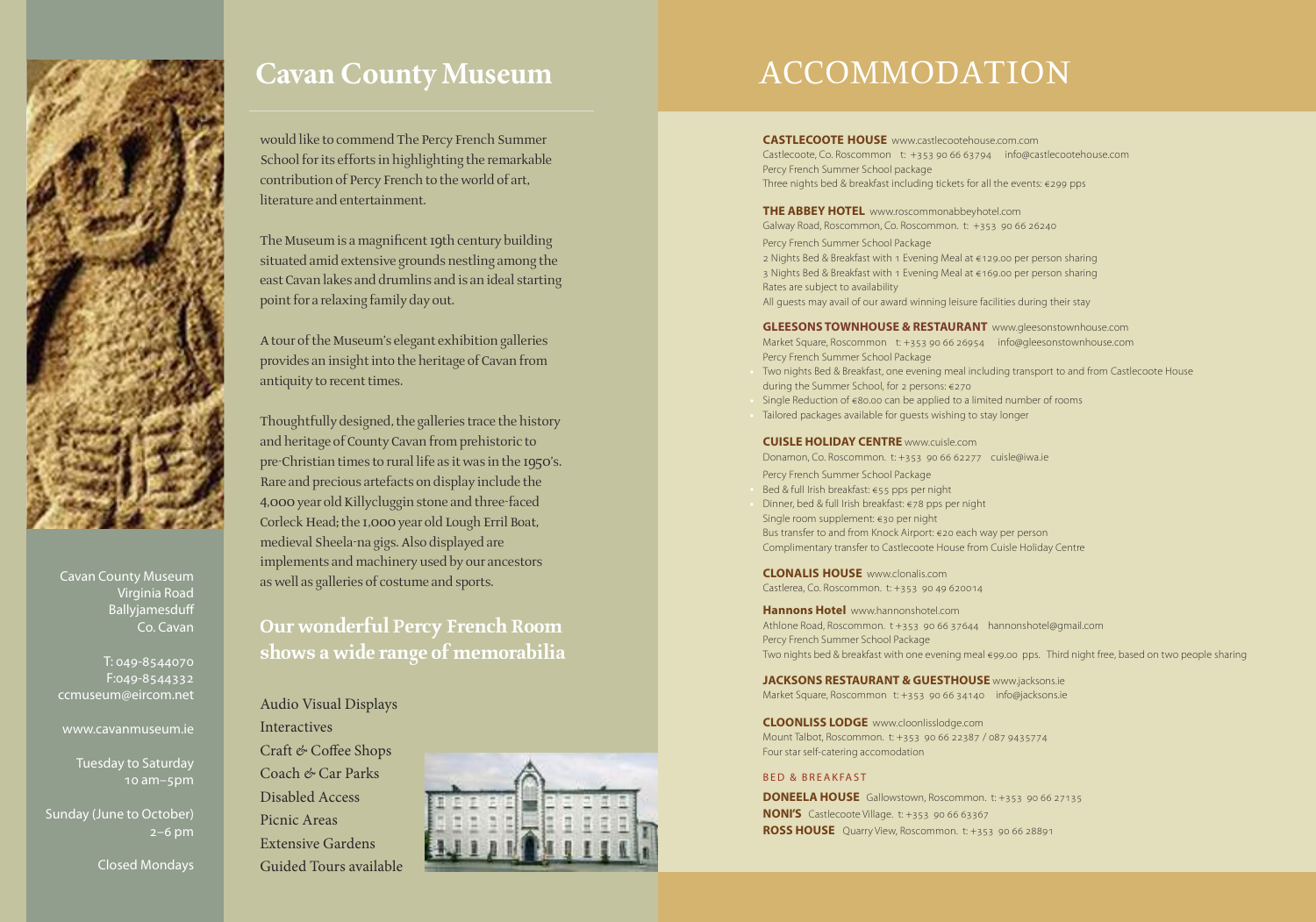Cavan County Museum
Virginia Road
Ballyjamesduff
Co. Cavan

T: 049-8544070
F:049-8544332
ccmuseum@eircom.net

www.cavanmuseum.ie

Tuesday to Saturday
10 am–5pm

Sunday (June to October)
2–6 pm

Closed Mondays

## Cavan County Museum

would like to commend The Percy French Summer School for its efforts in highlighting the remarkable contribution of Percy French to the world of art, literature and entertainment.

The Museum is a magnificent 19th century building situated amid extensive grounds nestling among the east Cavan lakes and drumlins and is an ideal starting point for a relaxing family day out.

A tour of the Museum's elegant exhibition galleries provides an insight into the heritage of Cavan from antiquity to recent times.

Thoughtfully designed, the galleries trace the history and heritage of County Cavan from prehistoric to pre-Christian times to rural life as it was in the 1950's. Rare and precious artefacts on display include the 4,000 year old Killycluggin stone and three-faced Corleck Head; the 1,000 year old Lough Erril Boat, medieval Sheela-na gigs. Also displayed are implements and machinery used by our ancestors as well as galleries of costume and sports.

### Our wonderful Percy French Room shows a wide range of memorabilia

Audio Visual Displays
Interactives
Craft & Coffee Shops
Coach & Car Parks
Disabled Access
Picnic Areas
Extensive Gardens
Guided Tours available

# ACCOMMODATION

**CASTLECOOTE HOUSE** www.castlecootehouse.com.com
Castlecoote, Co. Roscommon t: +353 90 66 63794 info@castlecootehouse.com
Percy French Summer School package
Three nights bed & breakfast including tickets for all the events: €299 pps

**THE ABBEY HOTEL** www.roscommonabbeyhotel.com
Galway Road, Roscommon, Co. Roscommon. t: +353 90 66 26240
Percy French Summer School Package
2 Nights Bed & Breakfast with 1 Evening Meal at €129.00 per person sharing
3 Nights Bed & Breakfast with 1 Evening Meal at €169.00 per person sharing
Rates are subject to availability
All guests may avail of our award winning leisure facilities during their stay

**GLEESONS TOWNHOUSE & RESTAURANT** www.gleesonstownhouse.com
Market Square, Roscommon t: +353 90 66 26954 info@gleesonstownhouse.com
Percy French Summer School Package
- Two nights Bed & Breakfast, one evening meal including transport to and from Castlecoote House during the Summer School, for 2 persons: €270
- Single Reduction of €80.00 can be applied to a limited number of rooms
- Tailored packages available for guests wishing to stay longer

**CUISLE HOLIDAY CENTRE** www.cuisle.com
Donamon, Co. Roscommon. t: +353 90 66 62277 cuisle@iwa.ie
Percy French Summer School Package
- Bed & full Irish breakfast: €55 pps per night
- Dinner, bed & full Irish breakfast: €78 pps per night

Single room supplement: €30 per night
Bus transfer to and from Knock Airport: €20 each way per person
Complimentary transfer to Castlecoote House from Cuisle Holiday Centre

**CLONALIS HOUSE** www.clonalis.com
Castlerea, Co. Roscommon. t: +353 90 49 620014

**Hannons Hotel** www.hannonshotel.com
Athlone Road, Roscommon. t +353 90 66 37644 hannonshotel@gmail.com
Percy French Summer School Package
Two nights bed & breakfast with one evening meal €99.00 pps. Third night free, based on two people sharing

**JACKSONS RESTAURANT & GUESTHOUSE** www.jacksons.ie
Market Square, Roscommon t: +353 90 66 34140 info@jacksons.ie

**CLOONLISS LODGE** www.cloonlisslodge.com
Mount Talbot, Roscommon. t: +353 90 66 22387 / 087 9435774
Four star self-catering accomodation

BED & BREAKFAST

**DONEELA HOUSE** Gallowstown, Roscommon. t: +353 90 66 27135
**NONI'S** Castlecoote Village. t: +353 90 66 63367
**ROSS HOUSE** Quarry View, Roscommon. t: +353 90 66 28891